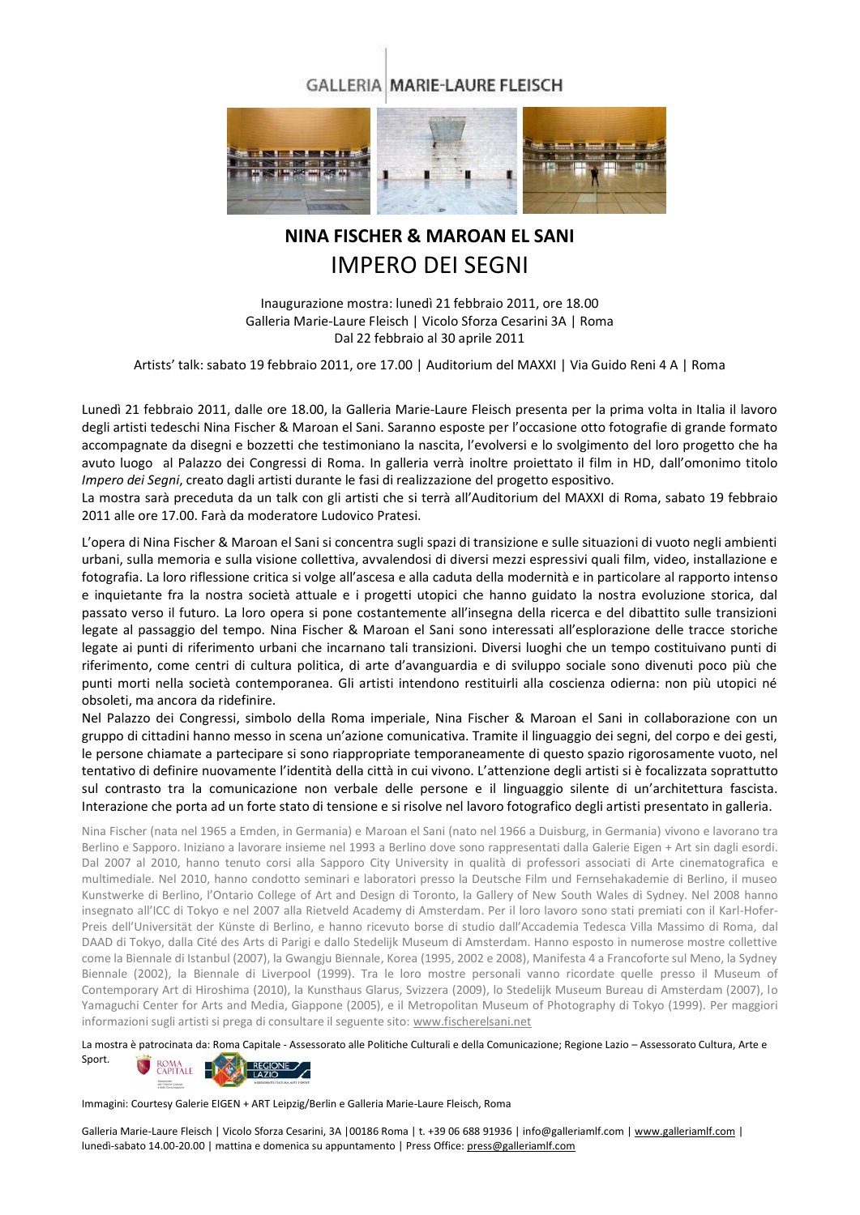GALLERIA | MARIE-LAURE FLEISCH

# NINA FISCHER & MAROAN EL SANI

## IMPERO DEI SEGNI

Inaugurazione mostra: lunedì 21 febbraio 2011, ore 18.00
Galleria Marie-Laure Fleisch | Vicolo Sforza Cesarini 3A | Roma
Dal 22 febbraio al 30 aprile 2011

Artists' talk: sabato 19 febbraio 2011, ore 17.00 | Auditorium del MAXXI | Via Guido Reni 4 A | Roma

Lunedì 21 febbraio 2011, dalle ore 18.00, la Galleria Marie-Laure Fleisch presenta per la prima volta in Italia il lavoro degli artisti tedeschi Nina Fischer & Maroan el Sani. Saranno esposte per l'occasione otto fotografie di grande formato accompagnate da disegni e bozzetti che testimoniano la nascita, l'evolversi e lo svolgimento del loro progetto che ha avuto luogo al Palazzo dei Congressi di Roma. In galleria verrà inoltre proiettato il film in HD, dall'omonimo titolo *Impero dei Segni*, creato dagli artisti durante le fasi di realizzazione del progetto espositivo.
La mostra sarà preceduta da un talk con gli artisti che si terrà all'Auditorium del MAXXI di Roma, sabato 19 febbraio 2011 alle ore 17.00. Farà da moderatore Ludovico Pratesi.

L'opera di Nina Fischer & Maroan el Sani si concentra sugli spazi di transizione e sulle situazioni di vuoto negli ambienti urbani, sulla memoria e sulla visione collettiva, avvalendosi di diversi mezzi espressivi quali film, video, installazione e fotografia. La loro riflessione critica si volge all'ascesa e alla caduta della modernità e in particolare al rapporto intenso e inquietante fra la nostra società attuale e i progetti utopici che hanno guidato la nostra evoluzione storica, dal passato verso il futuro. La loro opera si pone costantemente all'insegna della ricerca e del dibattito sulle transizioni legate al passaggio del tempo. Nina Fischer & Maroan el Sani sono interessati all'esplorazione delle tracce storiche legate ai punti di riferimento urbani che incarnano tali transizioni. Diversi luoghi che un tempo costituivano punti di riferimento, come centri di cultura politica, di arte d'avanguardia e di sviluppo sociale sono divenuti poco più che punti morti nella società contemporanea. Gli artisti intendono restituirli alla coscienza odierna: non più utopici né obsoleti, ma ancora da ridefinire.
Nel Palazzo dei Congressi, simbolo della Roma imperiale, Nina Fischer & Maroan el Sani in collaborazione con un gruppo di cittadini hanno messo in scena un'azione comunicativa. Tramite il linguaggio dei segni, del corpo e dei gesti, le persone chiamate a partecipare si sono riappropriate temporaneamente di questo spazio rigorosamente vuoto, nel tentativo di definire nuovamente l'identità della città in cui vivono. L'attenzione degli artisti si è focalizzata soprattutto sul contrasto tra la comunicazione non verbale delle persone e il linguaggio silente di un'architettura fascista. Interazione che porta ad un forte stato di tensione e si risolve nel lavoro fotografico degli artisti presentato in galleria.

Nina Fischer (nata nel 1965 a Emden, in Germania) e Maroan el Sani (nato nel 1966 a Duisburg, in Germania) vivono e lavorano tra Berlino e Sapporo. Iniziano a lavorare insieme nel 1993 a Berlino dove sono rappresentati dalla Galerie Eigen + Art sin dagli esordi. Dal 2007 al 2010, hanno tenuto corsi alla Sapporo City University in qualità di professori associati di Arte cinematografica e multimediale. Nel 2010, hanno condotto seminari e laboratori presso la Deutsche Film und Fernsehakademie di Berlino, il museo Kunstwerke di Berlino, l'Ontario College of Art and Design di Toronto, la Gallery of New South Wales di Sydney. Nel 2008 hanno insegnato all'ICC di Tokyo e nel 2007 alla Rietveld Academy di Amsterdam. Per il loro lavoro sono stati premiati con il Karl-Hofer-Preis dell'Universität der Künste di Berlino, e hanno ricevuto borse di studio dall'Accademia Tedesca Villa Massimo di Roma, dal DAAD di Tokyo, dalla Cité des Arts di Parigi e dallo Stedelijk Museum di Amsterdam. Hanno esposto in numerose mostre collettive come la Biennale di Istanbul (2007), la Gwangju Biennale, Korea (1995, 2002 e 2008), Manifesta 4 a Francoforte sul Meno, la Sydney Biennale (2002), la Biennale di Liverpool (1999). Tra le loro mostre personali vanno ricordate quelle presso il Museum of Contemporary Art di Hiroshima (2010), la Kunsthaus Glarus, Svizzera (2009), lo Stedelijk Museum Bureau di Amsterdam (2007), lo Yamaguchi Center for Arts and Media, Giappone (2005), e il Metropolitan Museum of Photography di Tokyo (1999). Per maggiori informazioni sugli artisti si prega di consultare il seguente sito: www.fischerelsani.net

La mostra è patrocinata da: Roma Capitale - Assessorato alle Politiche Culturali e della Comunicazione; Regione Lazio – Assessorato Cultura, Arte e Sport.

Immagini: Courtesy Galerie EIGEN + ART Leipzig/Berlin e Galleria Marie-Laure Fleisch, Roma

Galleria Marie-Laure Fleisch | Vicolo Sforza Cesarini, 3A |00186 Roma | t. +39 06 688 91936 | info@galleriamlf.com | www.galleriamlf.com | lunedì-sabato 14.00-20.00 | mattina e domenica su appuntamento | Press Office: press@galleriamlf.com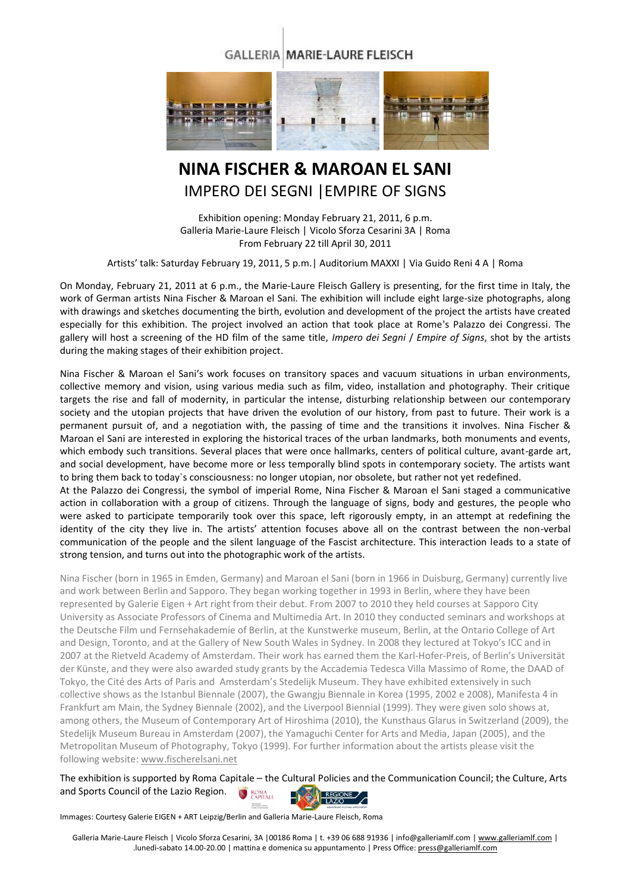GALLERIA | MARIE-LAURE FLEISCH

# NINA FISCHER & MAROAN EL SANI

## IMPERO DEI SEGNI |EMPIRE OF SIGNS

Exhibition opening: Monday February 21, 2011, 6 p.m.
Galleria Marie-Laure Fleisch | Vicolo Sforza Cesarini 3A | Roma
From February 22 till April 30, 2011

Artists' talk: Saturday February 19, 2011, 5 p.m.| Auditorium MAXXI | Via Guido Reni 4 A | Roma

On Monday, February 21, 2011 at 6 p.m., the Marie-Laure Fleisch Gallery is presenting, for the first time in Italy, the work of German artists Nina Fischer & Maroan el Sani. The exhibition will include eight large-size photographs, along with drawings and sketches documenting the birth, evolution and development of the project the artists have created especially for this exhibition. The project involved an action that took place at Rome's Palazzo dei Congressi. The gallery will host a screening of the HD film of the same title, *Impero dei Segni* / *Empire of Signs*, shot by the artists during the making stages of their exhibition project.

Nina Fischer & Maroan el Sani's work focuses on transitory spaces and vacuum situations in urban environments, collective memory and vision, using various media such as film, video, installation and photography. Their critique targets the rise and fall of modernity, in particular the intense, disturbing relationship between our contemporary society and the utopian projects that have driven the evolution of our history, from past to future. Their work is a permanent pursuit of, and a negotiation with, the passing of time and the transitions it involves. Nina Fischer & Maroan el Sani are interested in exploring the historical traces of the urban landmarks, both monuments and events, which embody such transitions. Several places that were once hallmarks, centers of political culture, avant-garde art, and social development, have become more or less temporally blind spots in contemporary society. The artists want to bring them back to today`s consciousness: no longer utopian, nor obsolete, but rather not yet redefined.
At the Palazzo dei Congressi, the symbol of imperial Rome, Nina Fischer & Maroan el Sani staged a communicative action in collaboration with a group of citizens. Through the language of signs, body and gestures, the people who were asked to participate temporarily took over this space, left rigorously empty, in an attempt at redefining the identity of the city they live in. The artists' attention focuses above all on the contrast between the non-verbal communication of the people and the silent language of the Fascist architecture. This interaction leads to a state of strong tension, and turns out into the photographic work of the artists.

Nina Fischer (born in 1965 in Emden, Germany) and Maroan el Sani (born in 1966 in Duisburg, Germany) currently live and work between Berlin and Sapporo. They began working together in 1993 in Berlin, where they have been represented by Galerie Eigen + Art right from their debut. From 2007 to 2010 they held courses at Sapporo City University as Associate Professors of Cinema and Multimedia Art. In 2010 they conducted seminars and workshops at the Deutsche Film und Fernsehakademie of Berlin, at the Kunstwerke museum, Berlin, at the Ontario College of Art and Design, Toronto, and at the Gallery of New South Wales in Sydney. In 2008 they lectured at Tokyo's ICC and in 2007 at the Rietveld Academy of Amsterdam. Their work has earned them the Karl-Hofer-Preis, of Berlin's Universität der Künste, and they were also awarded study grants by the Accademia Tedesca Villa Massimo of Rome, the DAAD of Tokyo, the Cité des Arts of Paris and Amsterdam's Stedelijk Museum. They have exhibited extensively in such collective shows as the Istanbul Biennale (2007), the Gwangju Biennale in Korea (1995, 2002 e 2008), Manifesta 4 in Frankfurt am Main, the Sydney Biennale (2002), and the Liverpool Biennial (1999). They were given solo shows at, among others, the Museum of Contemporary Art of Hiroshima (2010), the Kunsthaus Glarus in Switzerland (2009), the Stedelijk Museum Bureau in Amsterdam (2007), the Yamaguchi Center for Arts and Media, Japan (2005), and the Metropolitan Museum of Photography, Tokyo (1999). For further information about the artists please visit the following website: www.fischerelsani.net

The exhibition is supported by Roma Capitale – the Cultural Policies and the Communication Council; the Culture, Arts and Sports Council of the Lazio Region.

Immages: Courtesy Galerie EIGEN + ART Leipzig/Berlin and Galleria Marie-Laure Fleisch, Roma

Galleria Marie-Laure Fleisch | Vicolo Sforza Cesarini, 3A |00186 Roma | t. +39 06 688 91936 | info@galleriamlf.com | www.galleriamlf.com | .lunedì-sabato 14.00-20.00 | mattina e domenica su appuntamento | Press Office: press@galleriamlf.com